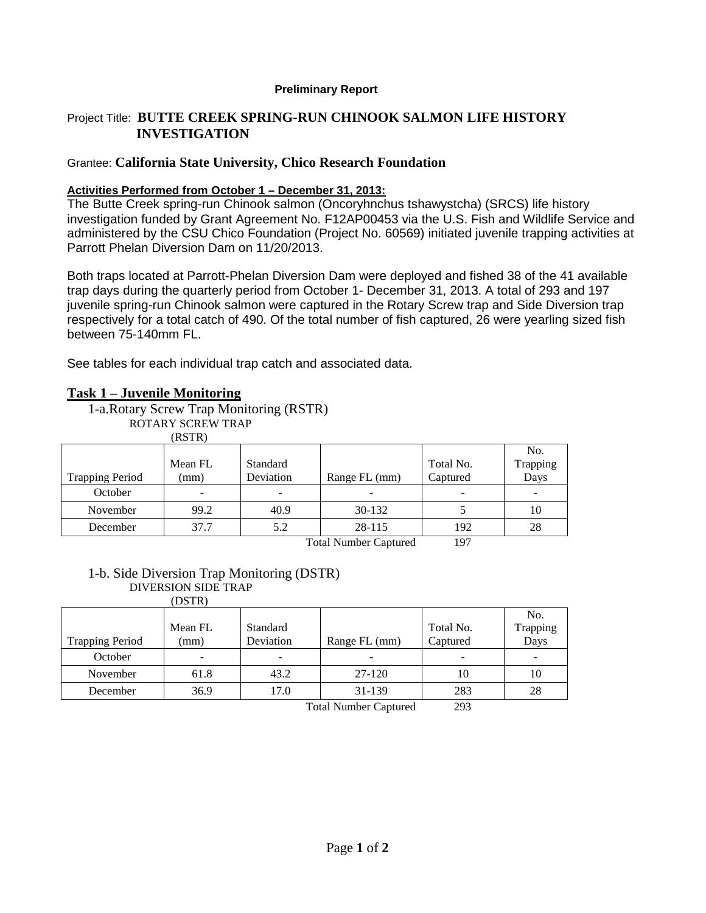**Preliminary Report**

Project Title: **BUTTE CREEK SPRING-RUN CHINOOK SALMON LIFE HISTORY INVESTIGATION**

Grantee: **California State University, Chico Research Foundation**

**Activities Performed from October 1 – December 31, 2013:**

The Butte Creek spring-run Chinook salmon (Oncoryhnchus tshawystcha) (SRCS) life history investigation funded by Grant Agreement No. F12AP00453 via the U.S. Fish and Wildlife Service and administered by the CSU Chico Foundation (Project No. 60569) initiated juvenile trapping activities at Parrott Phelan Diversion Dam on 11/20/2013.

Both traps located at Parrott-Phelan Diversion Dam were deployed and fished 38 of the 41 available trap days during the quarterly period from October 1- December 31, 2013. A total of 293 and 197 juvenile spring-run Chinook salmon were captured in the Rotary Screw trap and Side Diversion trap respectively for a total catch of 490. Of the total number of fish captured, 26 were yearling sized fish between 75-140mm FL.

See tables for each individual trap catch and associated data.

## Task 1 – Juvenile Monitoring

1-a. Rotary Screw Trap Monitoring (RSTR)

ROTARY SCREW TRAP (RSTR)

| Trapping Period | Mean FL (mm) | Standard Deviation | Range FL (mm) | Total No. Captured | No. Trapping Days |
|---|---|---|---|---|---|
| October | - | - | - | - | - |
| November | 99.2 | 40.9 | 30-132 | 5 | 10 |
| December | 37.7 | 5.2 | 28-115 | 192 | 28 |
| | | | Total Number Captured | 197 | |

1-b. Side Diversion Trap Monitoring (DSTR)

DIVERSION SIDE TRAP (DSTR)

| Trapping Period | Mean FL (mm) | Standard Deviation | Range FL (mm) | Total No. Captured | No. Trapping Days |
|---|---|---|---|---|---|
| October | - | - | - | - | - |
| November | 61.8 | 43.2 | 27-120 | 10 | 10 |
| December | 36.9 | 17.0 | 31-139 | 283 | 28 |
| | | | Total Number Captured | 293 | |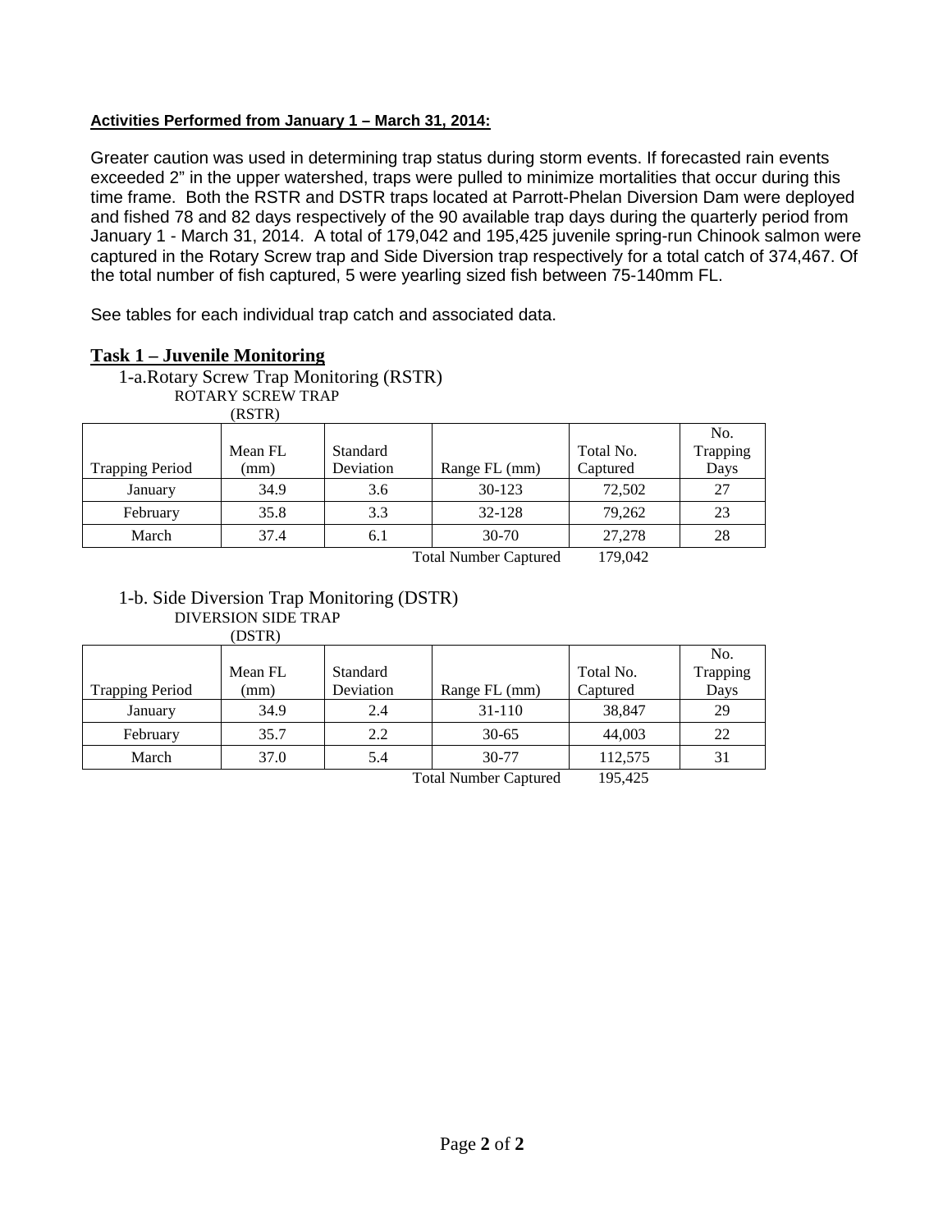**Activities Performed from January 1 – March 31, 2014:**

Greater caution was used in determining trap status during storm events. If forecasted rain events exceeded 2" in the upper watershed, traps were pulled to minimize mortalities that occur during this time frame. Both the RSTR and DSTR traps located at Parrott-Phelan Diversion Dam were deployed and fished 78 and 82 days respectively of the 90 available trap days during the quarterly period from January 1 - March 31, 2014. A total of 179,042 and 195,425 juvenile spring-run Chinook salmon were captured in the Rotary Screw trap and Side Diversion trap respectively for a total catch of 374,467. Of the total number of fish captured, 5 were yearling sized fish between 75-140mm FL.

See tables for each individual trap catch and associated data.

## Task 1 – Juvenile Monitoring

### 1-a. Rotary Screw Trap Monitoring (RSTR)

ROTARY SCREW TRAP (RSTR)

| Trapping Period | Mean FL (mm) | Standard Deviation | Range FL (mm) | Total No. Captured | No. Trapping Days |
|---|---|---|---|---|---|
| January | 34.9 | 3.6 | 30-123 | 72,502 | 27 |
| February | 35.8 | 3.3 | 32-128 | 79,262 | 23 |
| March | 37.4 | 6.1 | 30-70 | 27,278 | 28 |
| | | | Total Number Captured | 179,042 | |

### 1-b. Side Diversion Trap Monitoring (DSTR)

DIVERSION SIDE TRAP (DSTR)

| Trapping Period | Mean FL (mm) | Standard Deviation | Range FL (mm) | Total No. Captured | No. Trapping Days |
|---|---|---|---|---|---|
| January | 34.9 | 2.4 | 31-110 | 38,847 | 29 |
| February | 35.7 | 2.2 | 30-65 | 44,003 | 22 |
| March | 37.0 | 5.4 | 30-77 | 112,575 | 31 |
| | | | Total Number Captured | 195,425 | |